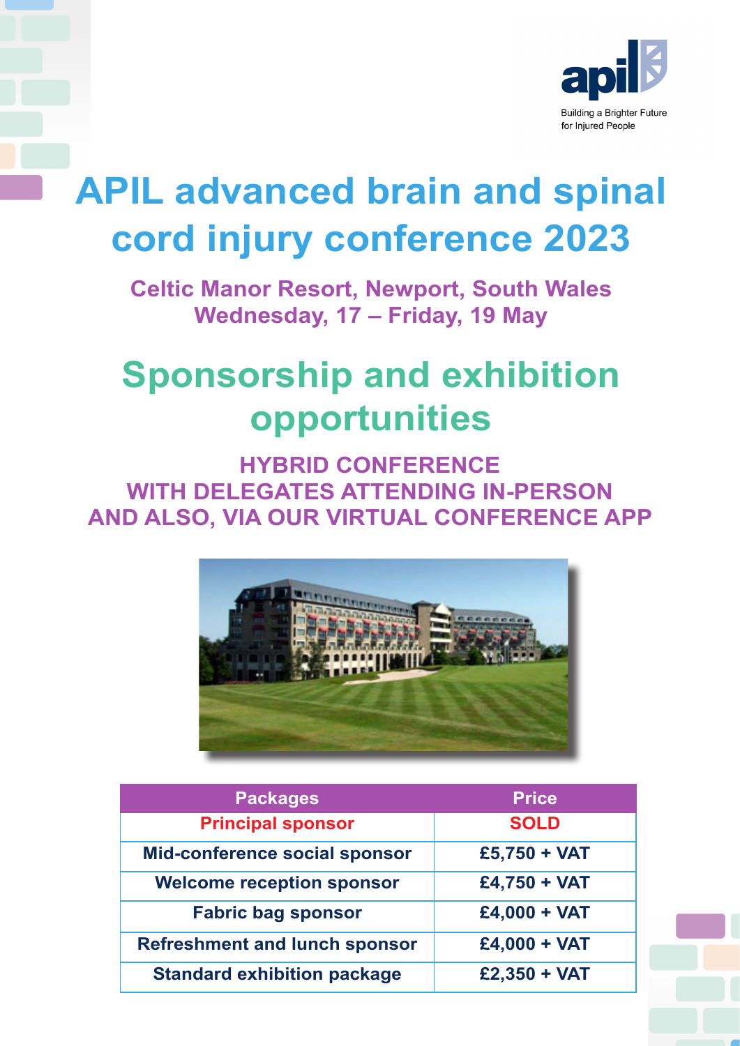apil

Building a Brighter Future for Injured People

# APIL advanced brain and spinal cord injury conference 2023

**Celtic Manor Resort, Newport, South Wales**
**Wednesday, 17 – Friday, 19 May**

## Sponsorship and exhibition opportunities

**HYBRID CONFERENCE**
**WITH DELEGATES ATTENDING IN-PERSON**
**AND ALSO, VIA OUR VIRTUAL CONFERENCE APP**

| Packages | Price |
| --- | --- |
| Principal sponsor | SOLD |
| Mid-conference social sponsor | £5,750 + VAT |
| Welcome reception sponsor | £4,750 + VAT |
| Fabric bag sponsor | £4,000 + VAT |
| Refreshment and lunch sponsor | £4,000 + VAT |
| Standard exhibition package | £2,350 + VAT |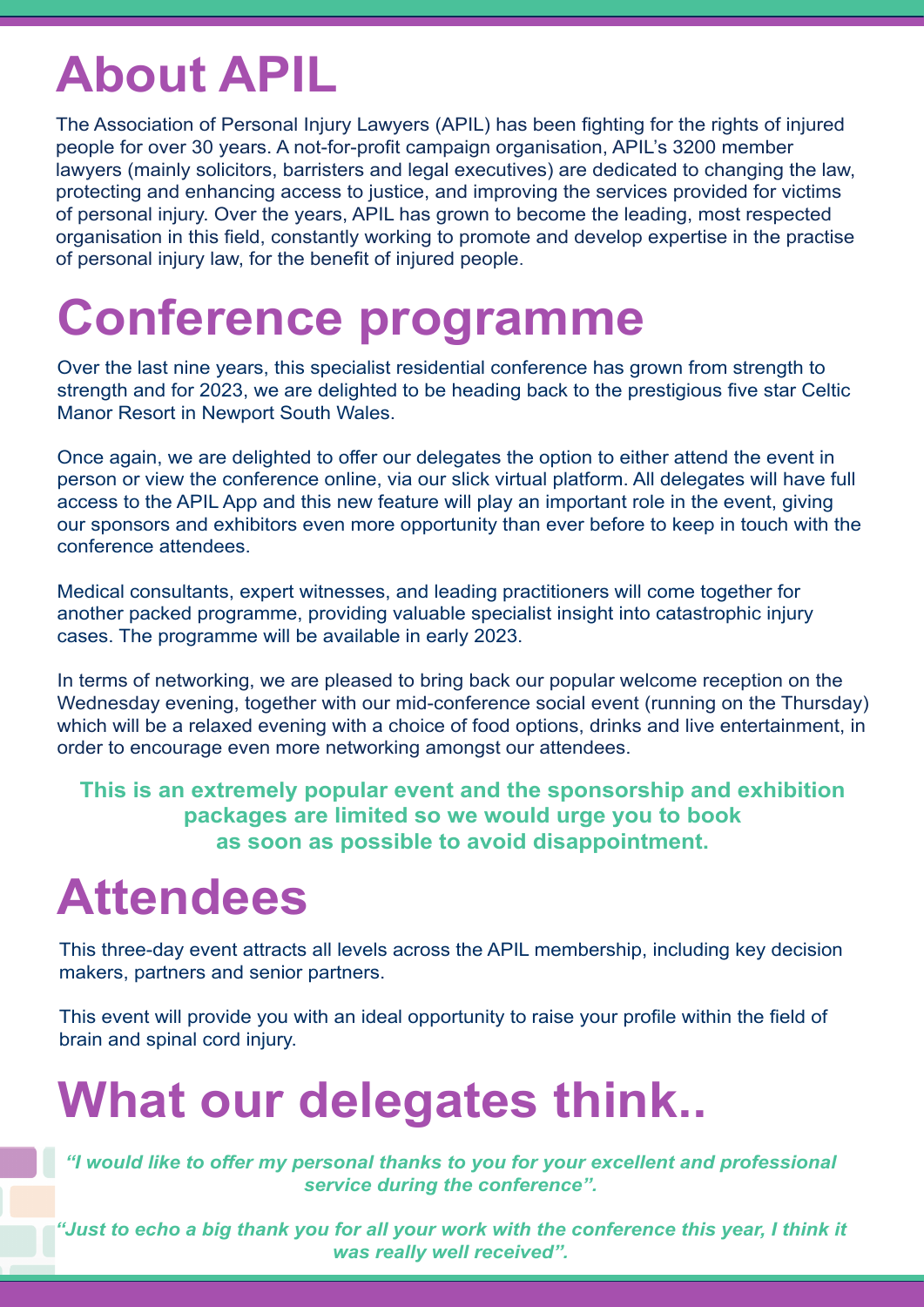# About APIL

The Association of Personal Injury Lawyers (APIL) has been fighting for the rights of injured people for over 30 years. A not-for-profit campaign organisation, APIL's 3200 member lawyers (mainly solicitors, barristers and legal executives) are dedicated to changing the law, protecting and enhancing access to justice, and improving the services provided for victims of personal injury. Over the years, APIL has grown to become the leading, most respected organisation in this field, constantly working to promote and develop expertise in the practise of personal injury law, for the benefit of injured people.

# Conference programme

Over the last nine years, this specialist residential conference has grown from strength to strength and for 2023, we are delighted to be heading back to the prestigious five star Celtic Manor Resort in Newport South Wales.

Once again, we are delighted to offer our delegates the option to either attend the event in person or view the conference online, via our slick virtual platform. All delegates will have full access to the APIL App and this new feature will play an important role in the event, giving our sponsors and exhibitors even more opportunity than ever before to keep in touch with the conference attendees.

Medical consultants, expert witnesses, and leading practitioners will come together for another packed programme, providing valuable specialist insight into catastrophic injury cases. The programme will be available in early 2023.

In terms of networking, we are pleased to bring back our popular welcome reception on the Wednesday evening, together with our mid-conference social event (running on the Thursday) which will be a relaxed evening with a choice of food options, drinks and live entertainment, in order to encourage even more networking amongst our attendees.

**This is an extremely popular event and the sponsorship and exhibition packages are limited so we would urge you to book as soon as possible to avoid disappointment.**

# Attendees

This three-day event attracts all levels across the APIL membership, including key decision makers, partners and senior partners.

This event will provide you with an ideal opportunity to raise your profile within the field of brain and spinal cord injury.

# What our delegates think..

***"I would like to offer my personal thanks to you for your excellent and professional service during the conference".***

***"Just to echo a big thank you for all your work with the conference this year, I think it was really well received".***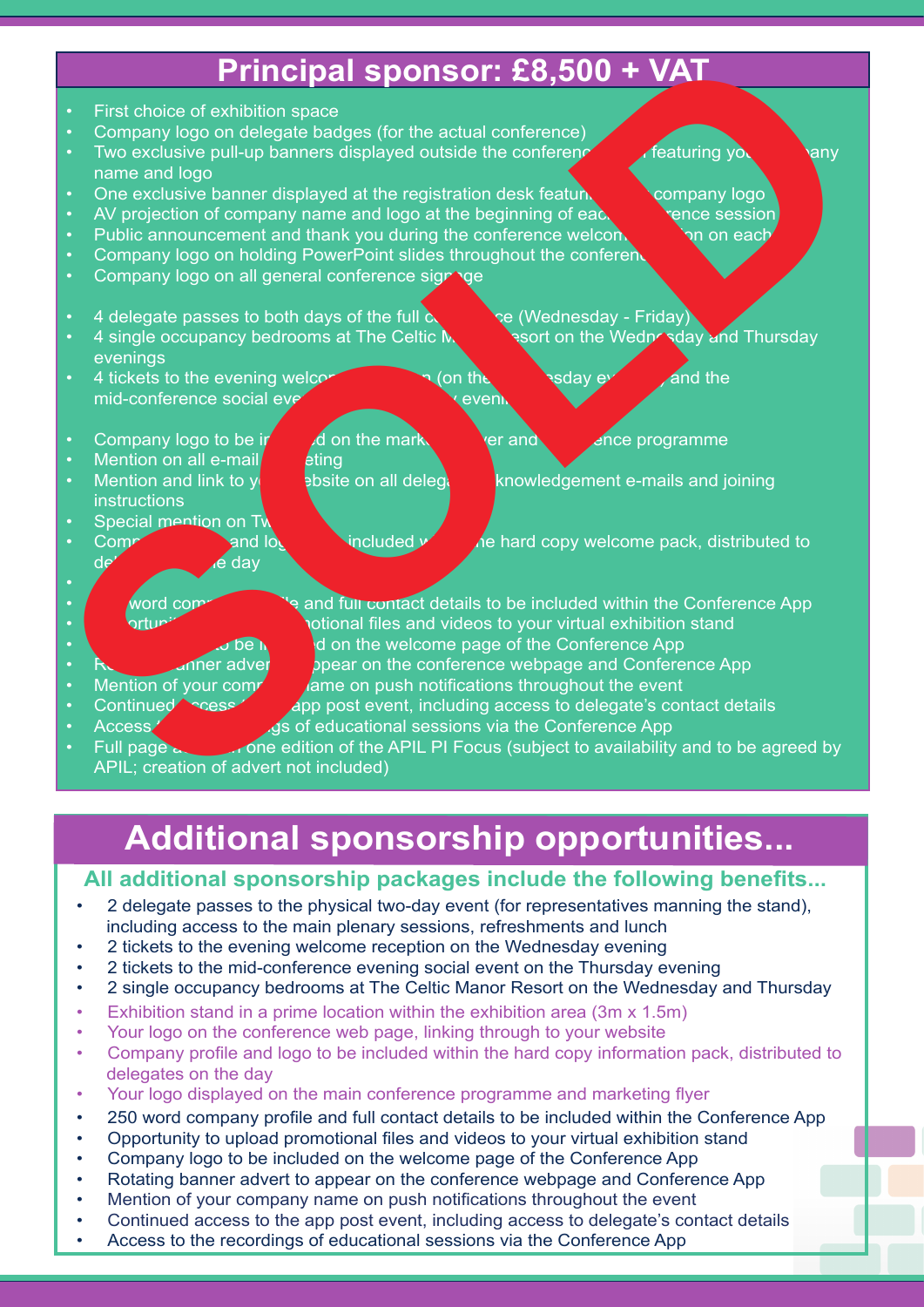## Principal sponsor: £8,500 + VAT

SOLD

- First choice of exhibition space
- Company logo on delegate badges (for the actual conference)
- Two exclusive pull-up banners displayed outside the conferenc... featuring yo... any name and logo
- One exclusive banner displayed at the registration desk featur... company logo
- AV projection of company name and logo at the beginning of eac... rence session
- Public announcement and thank you during the conference welcom... on each
- Company logo on holding PowerPoint slides throughout the conferen...
- Company logo on all general conference signage

- 4 delegate passes to both days of the full c... ce (Wednesday - Friday)
- 4 single occupancy bedrooms at The Celtic M... esort on the Wednesday and Thursday evenings
- 4 tickets to the evening welco... n (on the ... esday ev... and the mid-conference social eve... evening

- Company logo to be in... d on the mark... ver and ... ence programme
- Mention on all e-mail ... eting
- Mention and link to y... ebsite on all deleg... knowledgement e-mails and joining instructions
- Special mention on Tw...
- Comp... and log... included w... he hard copy welcome pack, distributed to de... e day
-
- ... word com... le and full contact details to be included within the Conference App
- ... ortuni... otional files and videos to your virtual exhibition stand
- ... to be i... d on the welcome page of the Conference App
- R... nner adver... ppear on the conference webpage and Conference App
- Mention of your comp... ame on push notifications throughout the event
- Continued ... cess ... app post event, including access to delegate's contact details
- Access ... gs of educational sessions via the Conference App
- Full page a... one edition of the APIL PI Focus (subject to availability and to be agreed by APIL; creation of advert not included)

## Additional sponsorship opportunities...

### All additional sponsorship packages include the following benefits...

- 2 delegate passes to the physical two-day event (for representatives manning the stand), including access to the main plenary sessions, refreshments and lunch
- 2 tickets to the evening welcome reception on the Wednesday evening
- 2 tickets to the mid-conference evening social event on the Thursday evening
- 2 single occupancy bedrooms at The Celtic Manor Resort on the Wednesday and Thursday
- Exhibition stand in a prime location within the exhibition area (3m x 1.5m)
- Your logo on the conference web page, linking through to your website
- Company profile and logo to be included within the hard copy information pack, distributed to delegates on the day
- Your logo displayed on the main conference programme and marketing flyer
- 250 word company profile and full contact details to be included within the Conference App
- Opportunity to upload promotional files and videos to your virtual exhibition stand
- Company logo to be included on the welcome page of the Conference App
- Rotating banner advert to appear on the conference webpage and Conference App
- Mention of your company name on push notifications throughout the event
- Continued access to the app post event, including access to delegate's contact details
- Access to the recordings of educational sessions via the Conference App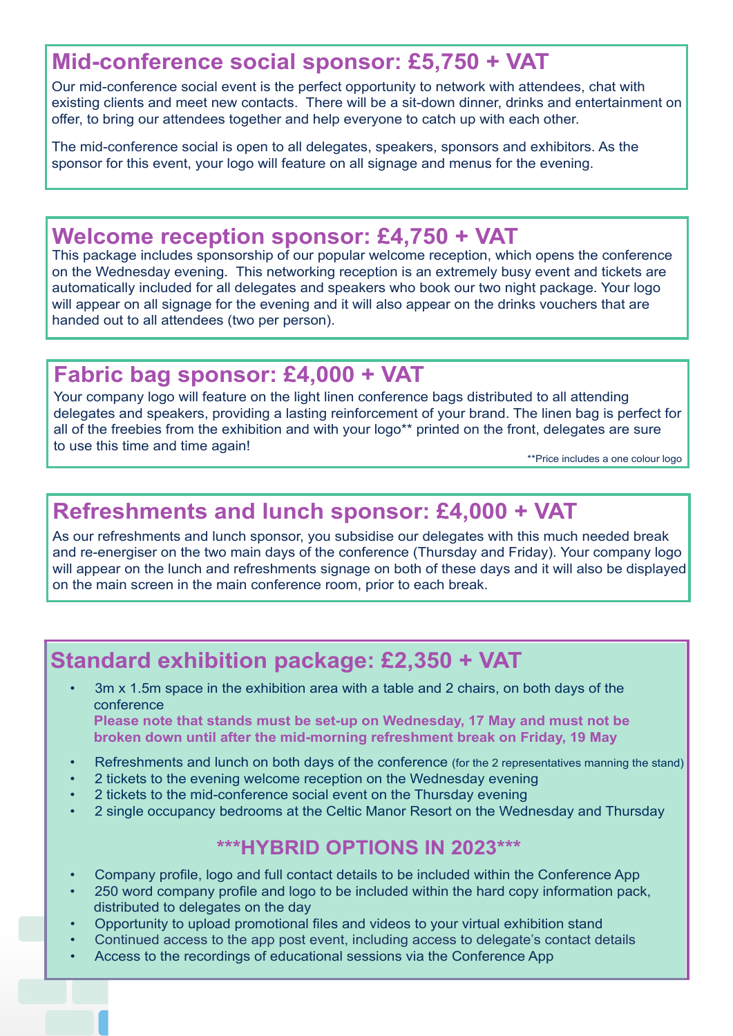## Mid-conference social sponsor: £5,750 + VAT

Our mid-conference social event is the perfect opportunity to network with attendees, chat with existing clients and meet new contacts. There will be a sit-down dinner, drinks and entertainment on offer, to bring our attendees together and help everyone to catch up with each other.

The mid-conference social is open to all delegates, speakers, sponsors and exhibitors. As the sponsor for this event, your logo will feature on all signage and menus for the evening.

## Welcome reception sponsor: £4,750 + VAT

This package includes sponsorship of our popular welcome reception, which opens the conference on the Wednesday evening. This networking reception is an extremely busy event and tickets are automatically included for all delegates and speakers who book our two night package. Your logo will appear on all signage for the evening and it will also appear on the drinks vouchers that are handed out to all attendees (two per person).

## Fabric bag sponsor: £4,000 + VAT

Your company logo will feature on the light linen conference bags distributed to all attending delegates and speakers, providing a lasting reinforcement of your brand. The linen bag is perfect for all of the freebies from the exhibition and with your logo** printed on the front, delegates are sure to use this time and time again!

**Price includes a one colour logo

## Refreshments and lunch sponsor: £4,000 + VAT

As our refreshments and lunch sponsor, you subsidise our delegates with this much needed break and re-energiser on the two main days of the conference (Thursday and Friday). Your company logo will appear on the lunch and refreshments signage on both of these days and it will also be displayed on the main screen in the main conference room, prior to each break.

## Standard exhibition package: £2,350 + VAT

- 3m x 1.5m space in the exhibition area with a table and 2 chairs, on both days of the conference
  **Please note that stands must be set-up on Wednesday, 17 May and must not be broken down until after the mid-morning refreshment break on Friday, 19 May**
- Refreshments and lunch on both days of the conference (for the 2 representatives manning the stand)
- 2 tickets to the evening welcome reception on the Wednesday evening
- 2 tickets to the mid-conference social event on the Thursday evening
- 2 single occupancy bedrooms at the Celtic Manor Resort on the Wednesday and Thursday

### ***HYBRID OPTIONS IN 2023***

- Company profile, logo and full contact details to be included within the Conference App
- 250 word company profile and logo to be included within the hard copy information pack, distributed to delegates on the day
- Opportunity to upload promotional files and videos to your virtual exhibition stand
- Continued access to the app post event, including access to delegate's contact details
- Access to the recordings of educational sessions via the Conference App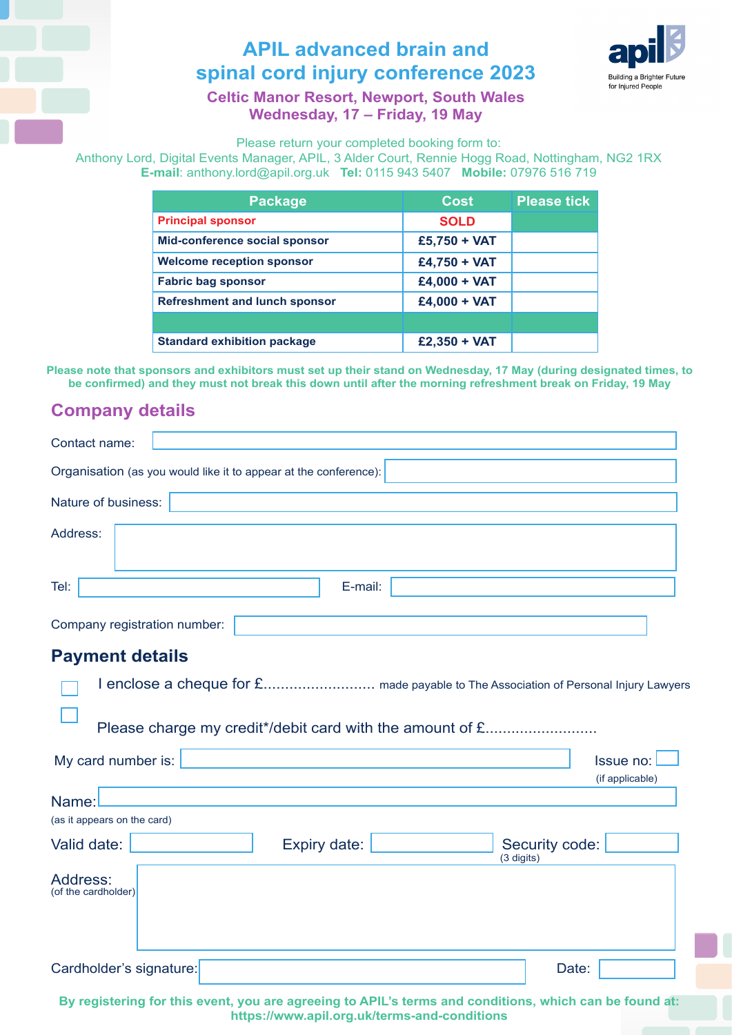# APIL advanced brain and spinal cord injury conference 2023

### Celtic Manor Resort, Newport, South Wales
### Wednesday, 17 – Friday, 19 May

apil
Building a Brighter Future for Injured People

Please return your completed booking form to:
Anthony Lord, Digital Events Manager, APIL, 3 Alder Court, Rennie Hogg Road, Nottingham, NG2 1RX
**E-mail**: anthony.lord@apil.org.uk **Tel:** 0115 943 5407 **Mobile:** 07976 516 719

| Package | Cost | Please tick |
|---|---|---|
| **Principal sponsor** | **SOLD** | |
| **Mid-conference social sponsor** | **£5,750 + VAT** | |
| **Welcome reception sponsor** | **£4,750 + VAT** | |
| **Fabric bag sponsor** | **£4,000 + VAT** | |
| **Refreshment and lunch sponsor** | **£4,000 + VAT** | |
| | | |
| **Standard exhibition package** | **£2,350 + VAT** | |

**Please note that sponsors and exhibitors must set up their stand on Wednesday, 17 May (during designated times, to be confirmed) and they must not break this down until after the morning refreshment break on Friday, 19 May**

## Company details

Contact name:

Organisation (as you would like it to appear at the conference):

Nature of business:

Address:

Tel: E-mail:

Company registration number:

## Payment details

☐ I enclose a cheque for £.......................... made payable to The Association of Personal Injury Lawyers

☐ Please charge my credit*/debit card with the amount of £..........................

My card number is: Issue no: (if applicable)

Name: (as it appears on the card)

Valid date: Expiry date: Security code: (3 digits)

Address: (of the cardholder)

Cardholder's signature: Date:

**By registering for this event, you are agreeing to APIL's terms and conditions, which can be found at: https://www.apil.org.uk/terms-and-conditions**